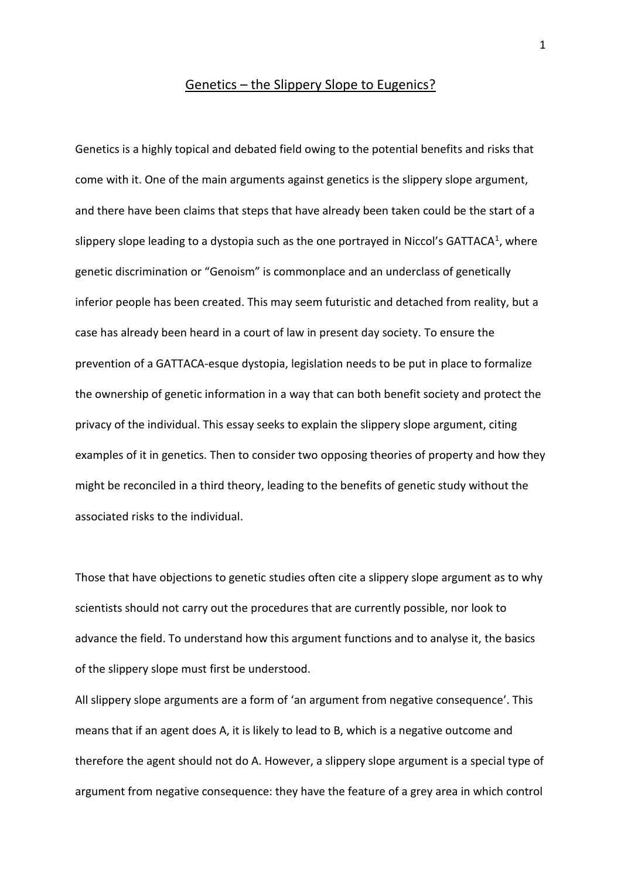# Genetics – the Slippery Slope to Eugenics?

Genetics is a highly topical and debated field owing to the potential benefits and risks that come with it. One of the main arguments against genetics is the slippery slope argument, and there have been claims that steps that have already been taken could be the start of a slippery slope leading to a dystopia such as the one portrayed in Niccol's GATTACA[1], where genetic discrimination or "Genoism" is commonplace and an underclass of genetically inferior people has been created. This may seem futuristic and detached from reality, but a case has already been heard in a court of law in present day society. To ensure the prevention of a GATTACA-esque dystopia, legislation needs to be put in place to formalize the ownership of genetic information in a way that can both benefit society and protect the privacy of the individual. This essay seeks to explain the slippery slope argument, citing examples of it in genetics. Then to consider two opposing theories of property and how they might be reconciled in a third theory, leading to the benefits of genetic study without the associated risks to the individual.

Those that have objections to genetic studies often cite a slippery slope argument as to why scientists should not carry out the procedures that are currently possible, nor look to advance the field. To understand how this argument functions and to analyse it, the basics of the slippery slope must first be understood.

All slippery slope arguments are a form of 'an argument from negative consequence'. This means that if an agent does A, it is likely to lead to B, which is a negative outcome and therefore the agent should not do A. However, a slippery slope argument is a special type of argument from negative consequence: they have the feature of a grey area in which control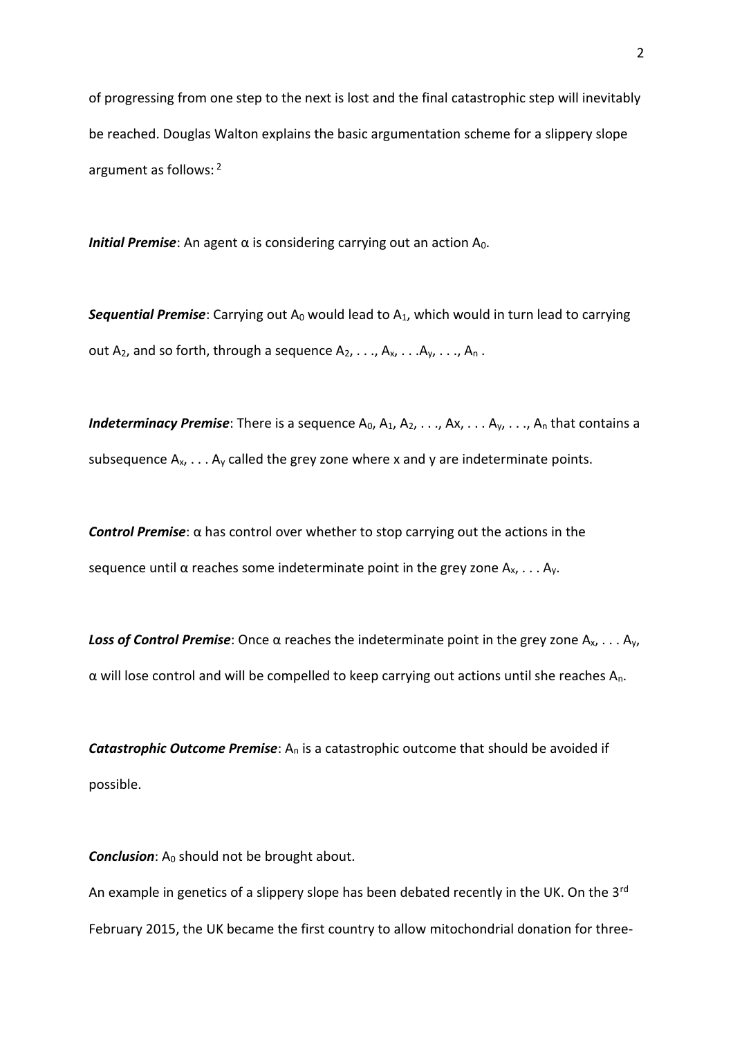of progressing from one step to the next is lost and the final catastrophic step will inevitably be reached. Douglas Walton explains the basic argumentation scheme for a slippery slope argument as follows: [2]

***Initial Premise***: An agent $\alpha$ is considering carrying out an action $A_0$.

***Sequential Premise***: Carrying out $A_0$ would lead to $A_1$, which would in turn lead to carrying out $A_2$, and so forth, through a sequence $A_2, \ldots, A_x, \ldots A_y, \ldots, A_n$ .

***Indeterminacy Premise***: There is a sequence $A_0, A_1, A_2, \ldots, Ax, \ldots A_y, \ldots, A_n$ that contains a subsequence $A_x, \ldots A_y$ called the grey zone where x and y are indeterminate points.

***Control Premise***: $\alpha$ has control over whether to stop carrying out the actions in the sequence until $\alpha$ reaches some indeterminate point in the grey zone $A_x, \ldots A_y$.

***Loss of Control Premise***: Once $\alpha$ reaches the indeterminate point in the grey zone $A_x, \ldots A_y$, $\alpha$ will lose control and will be compelled to keep carrying out actions until she reaches $A_n$.

***Catastrophic Outcome Premise***: $A_n$ is a catastrophic outcome that should be avoided if possible.

***Conclusion***: $A_0$ should not be brought about.

An example in genetics of a slippery slope has been debated recently in the UK. On the 3rd February 2015, the UK became the first country to allow mitochondrial donation for three-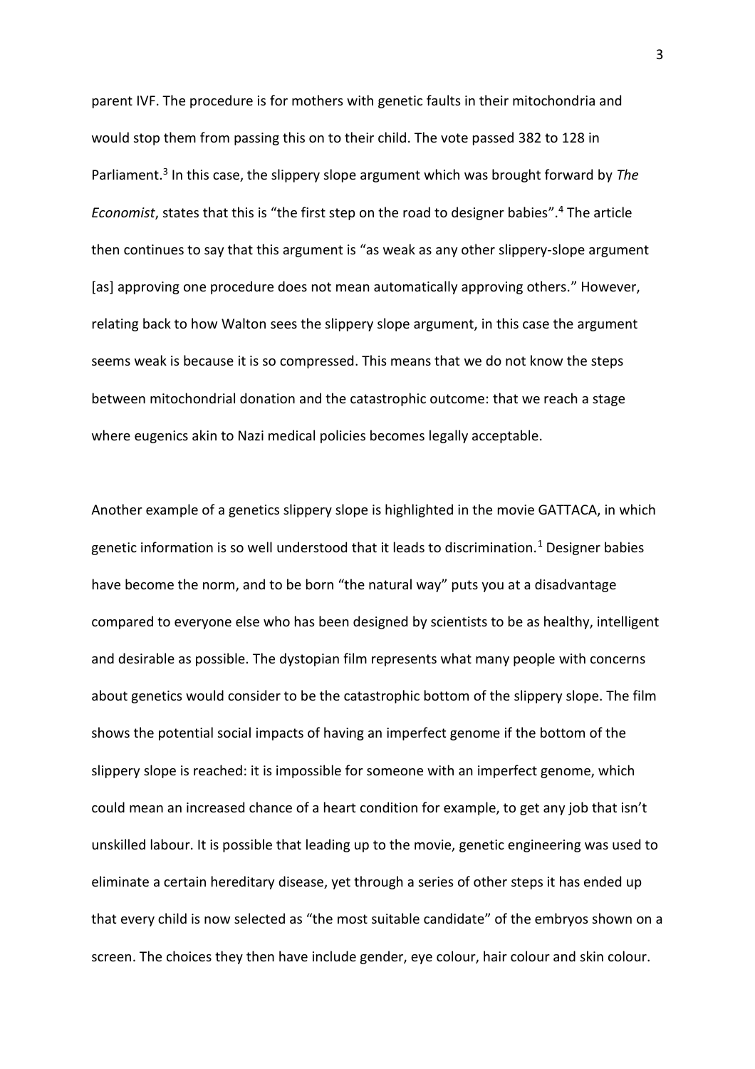parent IVF. The procedure is for mothers with genetic faults in their mitochondria and would stop them from passing this on to their child. The vote passed 382 to 128 in Parliament.[3] In this case, the slippery slope argument which was brought forward by *The Economist*, states that this is "the first step on the road to designer babies".[4] The article then continues to say that this argument is "as weak as any other slippery-slope argument [as] approving one procedure does not mean automatically approving others." However, relating back to how Walton sees the slippery slope argument, in this case the argument seems weak is because it is so compressed. This means that we do not know the steps between mitochondrial donation and the catastrophic outcome: that we reach a stage where eugenics akin to Nazi medical policies becomes legally acceptable.

Another example of a genetics slippery slope is highlighted in the movie GATTACA, in which genetic information is so well understood that it leads to discrimination.[1] Designer babies have become the norm, and to be born "the natural way" puts you at a disadvantage compared to everyone else who has been designed by scientists to be as healthy, intelligent and desirable as possible. The dystopian film represents what many people with concerns about genetics would consider to be the catastrophic bottom of the slippery slope. The film shows the potential social impacts of having an imperfect genome if the bottom of the slippery slope is reached: it is impossible for someone with an imperfect genome, which could mean an increased chance of a heart condition for example, to get any job that isn't unskilled labour. It is possible that leading up to the movie, genetic engineering was used to eliminate a certain hereditary disease, yet through a series of other steps it has ended up that every child is now selected as "the most suitable candidate" of the embryos shown on a screen. The choices they then have include gender, eye colour, hair colour and skin colour.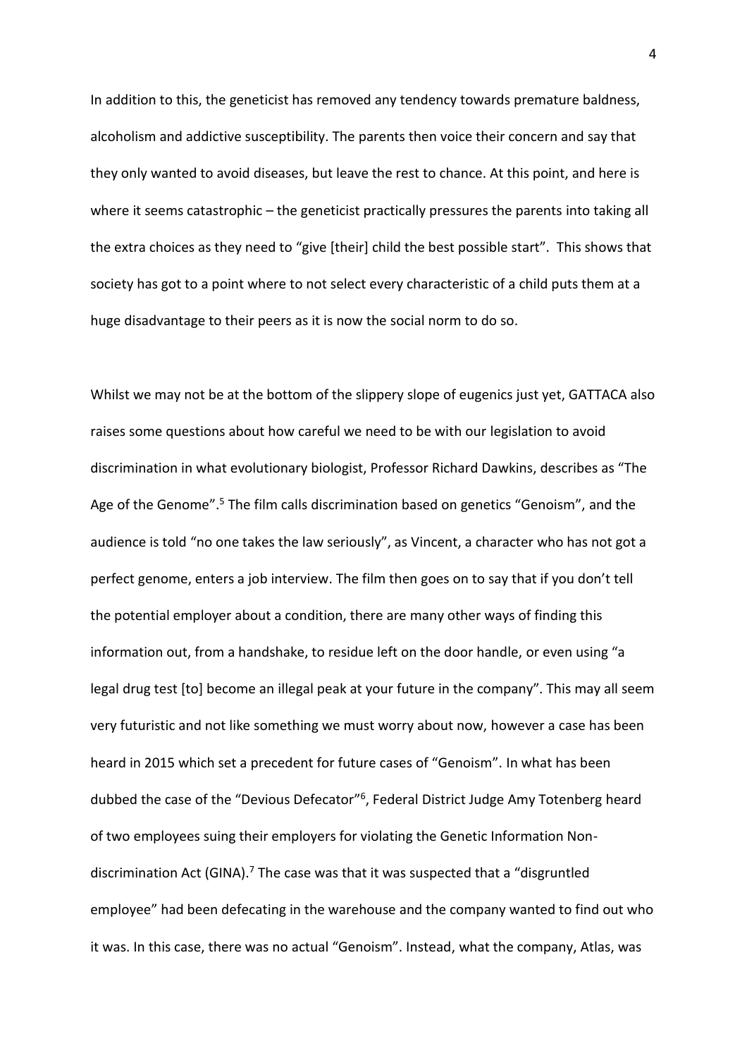In addition to this, the geneticist has removed any tendency towards premature baldness, alcoholism and addictive susceptibility. The parents then voice their concern and say that they only wanted to avoid diseases, but leave the rest to chance. At this point, and here is where it seems catastrophic – the geneticist practically pressures the parents into taking all the extra choices as they need to "give [their] child the best possible start". This shows that society has got to a point where to not select every characteristic of a child puts them at a huge disadvantage to their peers as it is now the social norm to do so.

Whilst we may not be at the bottom of the slippery slope of eugenics just yet, GATTACA also raises some questions about how careful we need to be with our legislation to avoid discrimination in what evolutionary biologist, Professor Richard Dawkins, describes as "The Age of the Genome".[5] The film calls discrimination based on genetics "Genoism", and the audience is told "no one takes the law seriously", as Vincent, a character who has not got a perfect genome, enters a job interview. The film then goes on to say that if you don't tell the potential employer about a condition, there are many other ways of finding this information out, from a handshake, to residue left on the door handle, or even using "a legal drug test [to] become an illegal peak at your future in the company". This may all seem very futuristic and not like something we must worry about now, however a case has been heard in 2015 which set a precedent for future cases of "Genoism". In what has been dubbed the case of the "Devious Defecator"[6], Federal District Judge Amy Totenberg heard of two employees suing their employers for violating the Genetic Information Non-discrimination Act (GINA).[7] The case was that it was suspected that a "disgruntled employee" had been defecating in the warehouse and the company wanted to find out who it was. In this case, there was no actual "Genoism". Instead, what the company, Atlas, was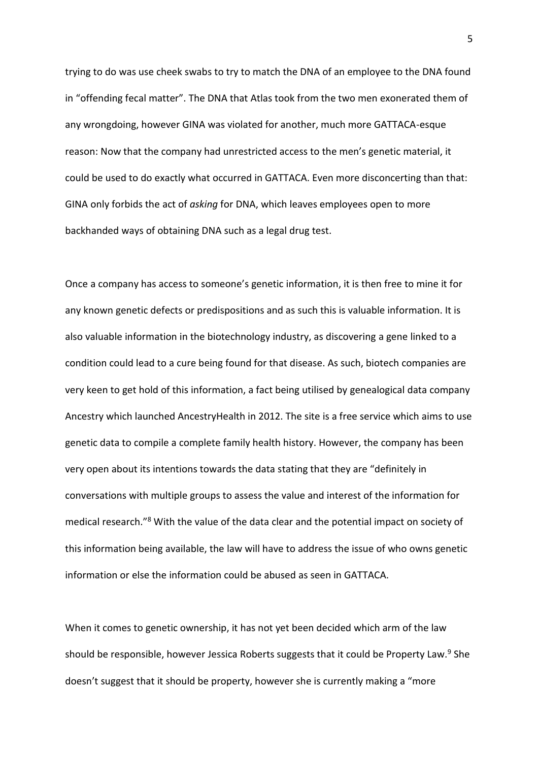trying to do was use cheek swabs to try to match the DNA of an employee to the DNA found in "offending fecal matter". The DNA that Atlas took from the two men exonerated them of any wrongdoing, however GINA was violated for another, much more GATTACA-esque reason: Now that the company had unrestricted access to the men's genetic material, it could be used to do exactly what occurred in GATTACA. Even more disconcerting than that: GINA only forbids the act of *asking* for DNA, which leaves employees open to more backhanded ways of obtaining DNA such as a legal drug test.

Once a company has access to someone's genetic information, it is then free to mine it for any known genetic defects or predispositions and as such this is valuable information. It is also valuable information in the biotechnology industry, as discovering a gene linked to a condition could lead to a cure being found for that disease. As such, biotech companies are very keen to get hold of this information, a fact being utilised by genealogical data company Ancestry which launched AncestryHealth in 2012. The site is a free service which aims to use genetic data to compile a complete family health history. However, the company has been very open about its intentions towards the data stating that they are "definitely in conversations with multiple groups to assess the value and interest of the information for medical research."[8] With the value of the data clear and the potential impact on society of this information being available, the law will have to address the issue of who owns genetic information or else the information could be abused as seen in GATTACA.

When it comes to genetic ownership, it has not yet been decided which arm of the law should be responsible, however Jessica Roberts suggests that it could be Property Law.[9] She doesn't suggest that it should be property, however she is currently making a "more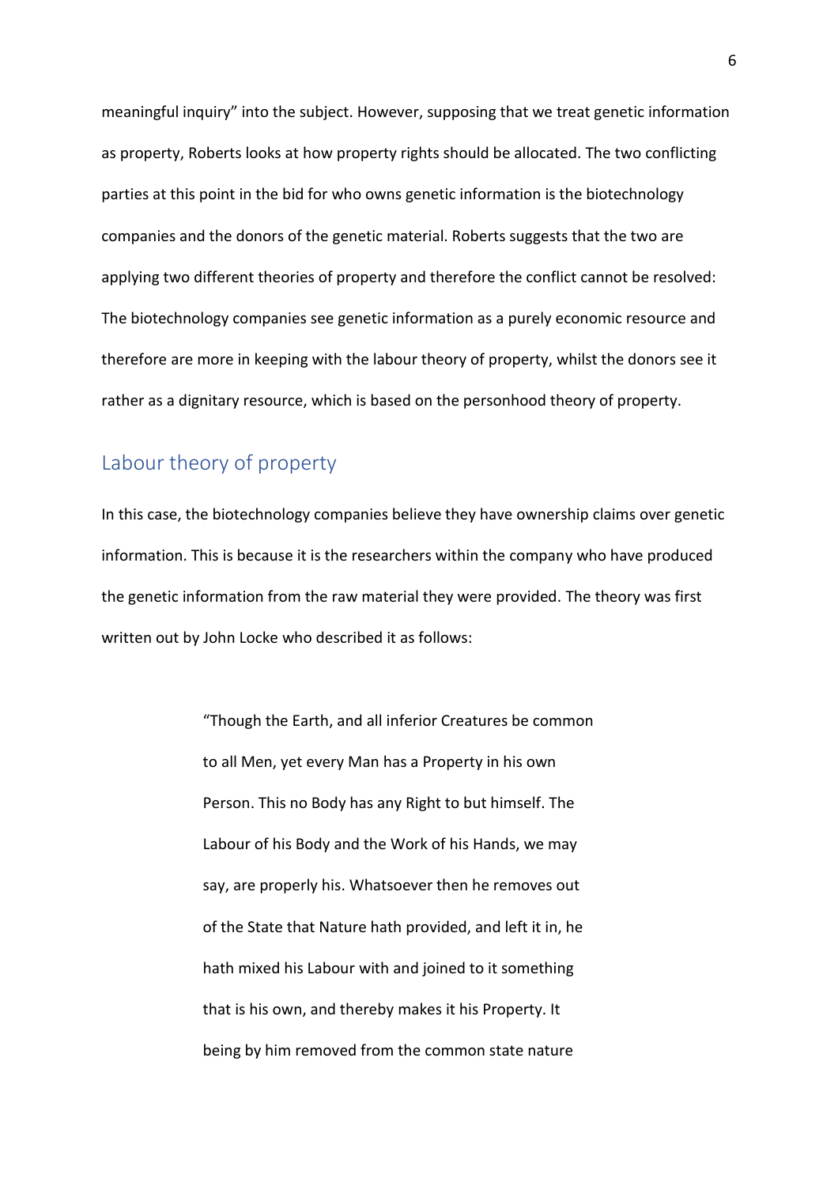meaningful inquiry" into the subject. However, supposing that we treat genetic information as property, Roberts looks at how property rights should be allocated. The two conflicting parties at this point in the bid for who owns genetic information is the biotechnology companies and the donors of the genetic material. Roberts suggests that the two are applying two different theories of property and therefore the conflict cannot be resolved: The biotechnology companies see genetic information as a purely economic resource and therefore are more in keeping with the labour theory of property, whilst the donors see it rather as a dignitary resource, which is based on the personhood theory of property.

## Labour theory of property

In this case, the biotechnology companies believe they have ownership claims over genetic information. This is because it is the researchers within the company who have produced the genetic information from the raw material they were provided. The theory was first written out by John Locke who described it as follows:

> "Though the Earth, and all inferior Creatures be common to all Men, yet every Man has a Property in his own Person. This no Body has any Right to but himself. The Labour of his Body and the Work of his Hands, we may say, are properly his. Whatsoever then he removes out of the State that Nature hath provided, and left it in, he hath mixed his Labour with and joined to it something that is his own, and thereby makes it his Property. It being by him removed from the common state nature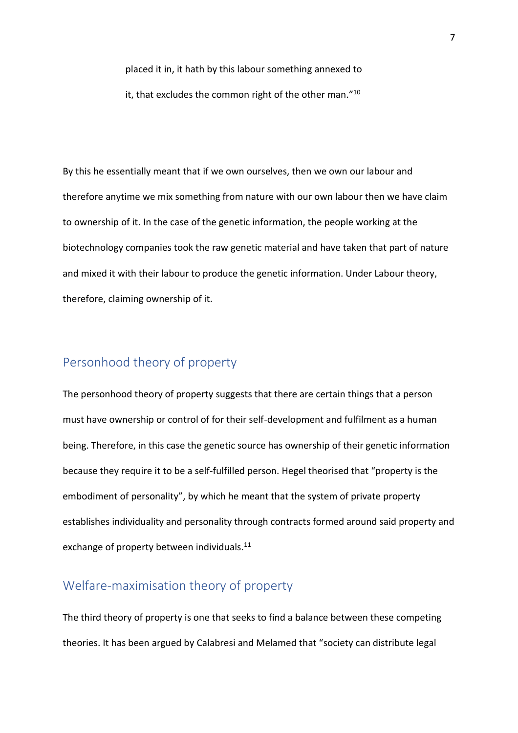> placed it in, it hath by this labour something annexed to it, that excludes the common right of the other man."[10]

By this he essentially meant that if we own ourselves, then we own our labour and therefore anytime we mix something from nature with our own labour then we have claim to ownership of it. In the case of the genetic information, the people working at the biotechnology companies took the raw genetic material and have taken that part of nature and mixed it with their labour to produce the genetic information. Under Labour theory, therefore, claiming ownership of it.

## Personhood theory of property

The personhood theory of property suggests that there are certain things that a person must have ownership or control of for their self-development and fulfilment as a human being. Therefore, in this case the genetic source has ownership of their genetic information because they require it to be a self-fulfilled person. Hegel theorised that "property is the embodiment of personality", by which he meant that the system of private property establishes individuality and personality through contracts formed around said property and exchange of property between individuals.[11]

## Welfare-maximisation theory of property

The third theory of property is one that seeks to find a balance between these competing theories. It has been argued by Calabresi and Melamed that "society can distribute legal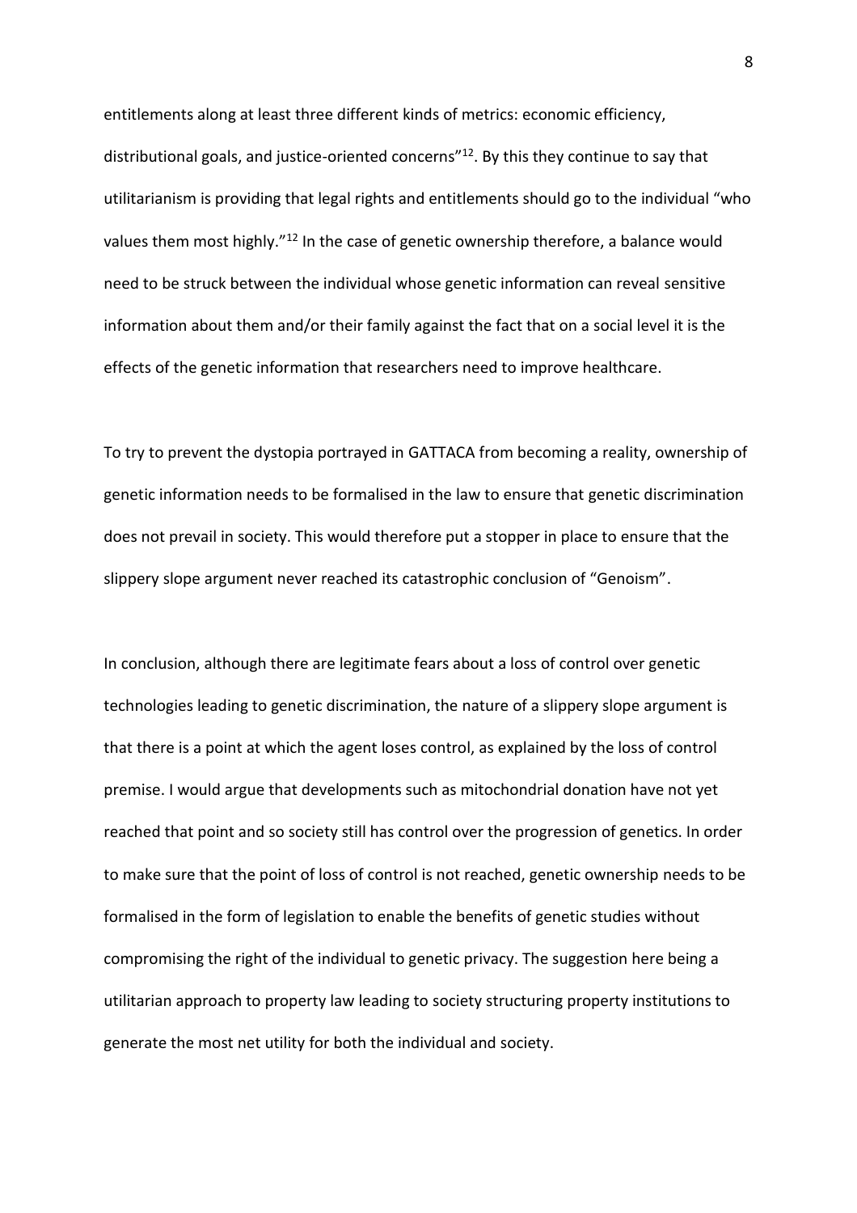entitlements along at least three different kinds of metrics: economic efficiency, distributional goals, and justice-oriented concerns"[12]. By this they continue to say that utilitarianism is providing that legal rights and entitlements should go to the individual "who values them most highly."[12] In the case of genetic ownership therefore, a balance would need to be struck between the individual whose genetic information can reveal sensitive information about them and/or their family against the fact that on a social level it is the effects of the genetic information that researchers need to improve healthcare.

To try to prevent the dystopia portrayed in GATTACA from becoming a reality, ownership of genetic information needs to be formalised in the law to ensure that genetic discrimination does not prevail in society. This would therefore put a stopper in place to ensure that the slippery slope argument never reached its catastrophic conclusion of "Genoism".

In conclusion, although there are legitimate fears about a loss of control over genetic technologies leading to genetic discrimination, the nature of a slippery slope argument is that there is a point at which the agent loses control, as explained by the loss of control premise. I would argue that developments such as mitochondrial donation have not yet reached that point and so society still has control over the progression of genetics. In order to make sure that the point of loss of control is not reached, genetic ownership needs to be formalised in the form of legislation to enable the benefits of genetic studies without compromising the right of the individual to genetic privacy. The suggestion here being a utilitarian approach to property law leading to society structuring property institutions to generate the most net utility for both the individual and society.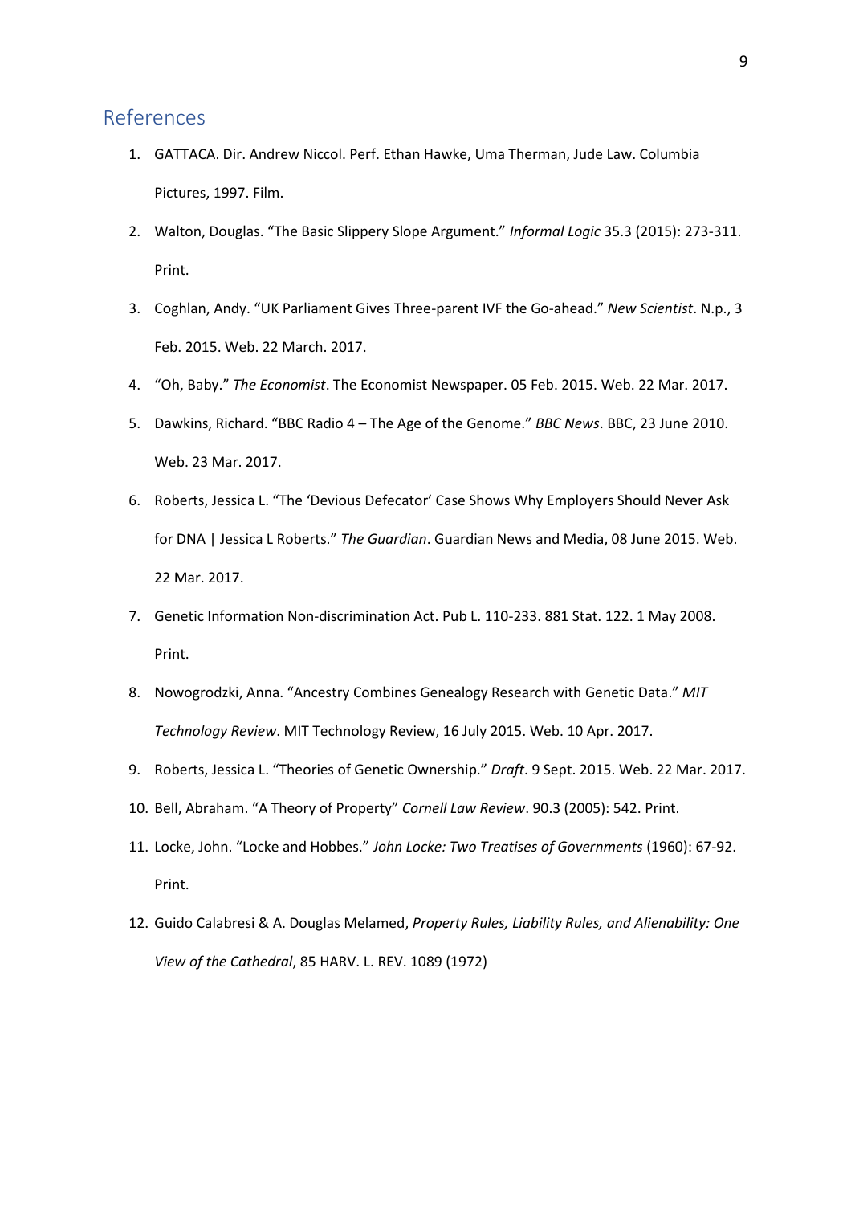## References

1. GATTACA. Dir. Andrew Niccol. Perf. Ethan Hawke, Uma Therman, Jude Law. Columbia Pictures, 1997. Film.
2. Walton, Douglas. "The Basic Slippery Slope Argument." *Informal Logic* 35.3 (2015): 273-311. Print.
3. Coghlan, Andy. "UK Parliament Gives Three-parent IVF the Go-ahead." *New Scientist*. N.p., 3 Feb. 2015. Web. 22 March. 2017.
4. "Oh, Baby." *The Economist*. The Economist Newspaper. 05 Feb. 2015. Web. 22 Mar. 2017.
5. Dawkins, Richard. "BBC Radio 4 – The Age of the Genome." *BBC News*. BBC, 23 June 2010. Web. 23 Mar. 2017.
6. Roberts, Jessica L. "The 'Devious Defecator' Case Shows Why Employers Should Never Ask for DNA | Jessica L Roberts." *The Guardian*. Guardian News and Media, 08 June 2015. Web. 22 Mar. 2017.
7. Genetic Information Non-discrimination Act. Pub L. 110-233. 881 Stat. 122. 1 May 2008. Print.
8. Nowogrodzki, Anna. "Ancestry Combines Genealogy Research with Genetic Data." *MIT Technology Review*. MIT Technology Review, 16 July 2015. Web. 10 Apr. 2017.
9. Roberts, Jessica L. "Theories of Genetic Ownership." *Draft*. 9 Sept. 2015. Web. 22 Mar. 2017.
10. Bell, Abraham. "A Theory of Property" *Cornell Law Review*. 90.3 (2005): 542. Print.
11. Locke, John. "Locke and Hobbes." *John Locke: Two Treatises of Governments* (1960): 67-92. Print.
12. Guido Calabresi & A. Douglas Melamed, *Property Rules, Liability Rules, and Alienability: One View of the Cathedral*, 85 HARV. L. REV. 1089 (1972)